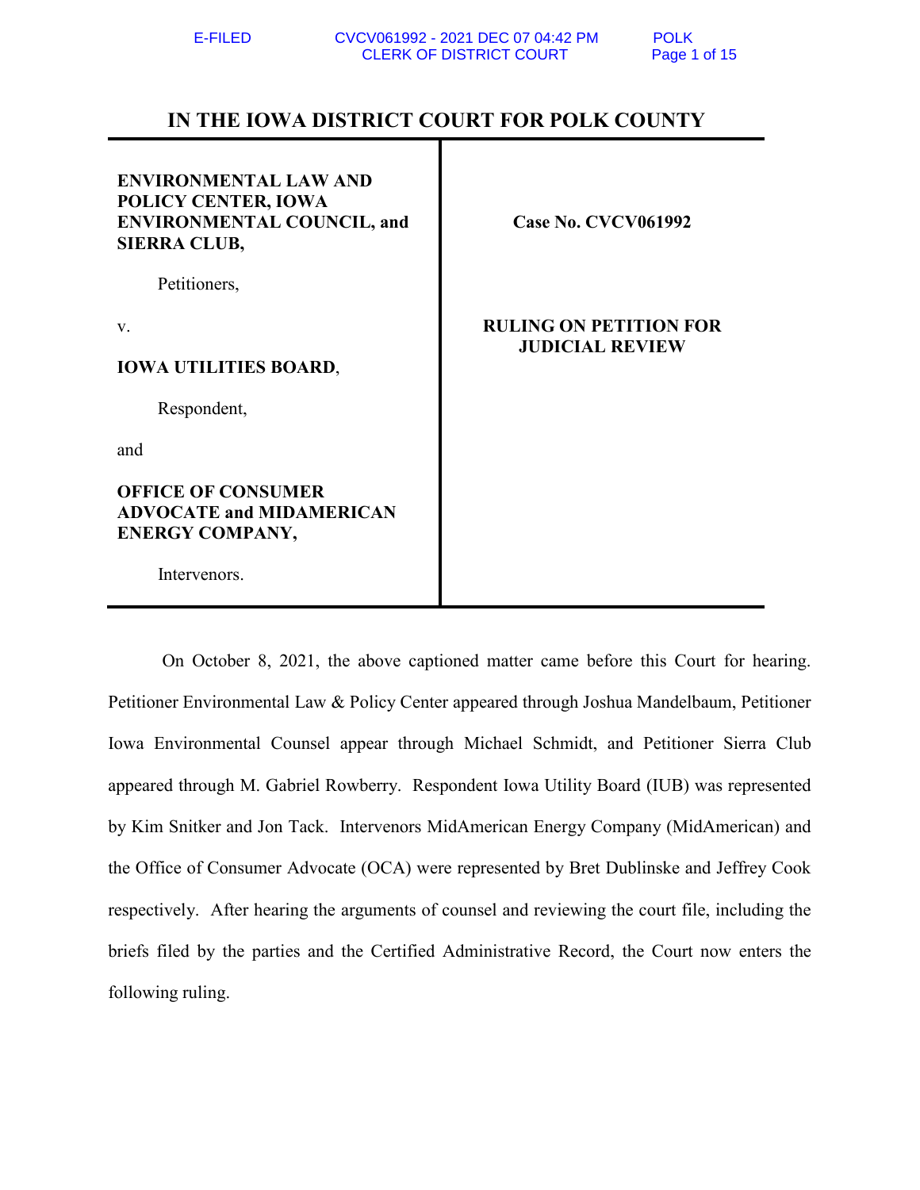# IN THE IOWA DISTRICT COURT FOR POLK COUNTY

| | |
|---|---|
| **ENVIRONMENTAL LAW AND POLICY CENTER, IOWA ENVIRONMENTAL COUNCIL, and SIERRA CLUB,**<br><br>Petitioners,<br><br>v.<br><br>**IOWA UTILITIES BOARD**,<br><br>Respondent,<br><br>and<br><br>**OFFICE OF CONSUMER ADVOCATE and MIDAMERICAN ENERGY COMPANY,**<br><br>Intervenors. | **Case No. CVCV061992**<br><br>**RULING ON PETITION FOR JUDICIAL REVIEW** |

On October 8, 2021, the above captioned matter came before this Court for hearing. Petitioner Environmental Law & Policy Center appeared through Joshua Mandelbaum, Petitioner Iowa Environmental Counsel appear through Michael Schmidt, and Petitioner Sierra Club appeared through M. Gabriel Rowberry. Respondent Iowa Utility Board (IUB) was represented by Kim Snitker and Jon Tack. Intervenors MidAmerican Energy Company (MidAmerican) and the Office of Consumer Advocate (OCA) were represented by Bret Dublinske and Jeffrey Cook respectively. After hearing the arguments of counsel and reviewing the court file, including the briefs filed by the parties and the Certified Administrative Record, the Court now enters the following ruling.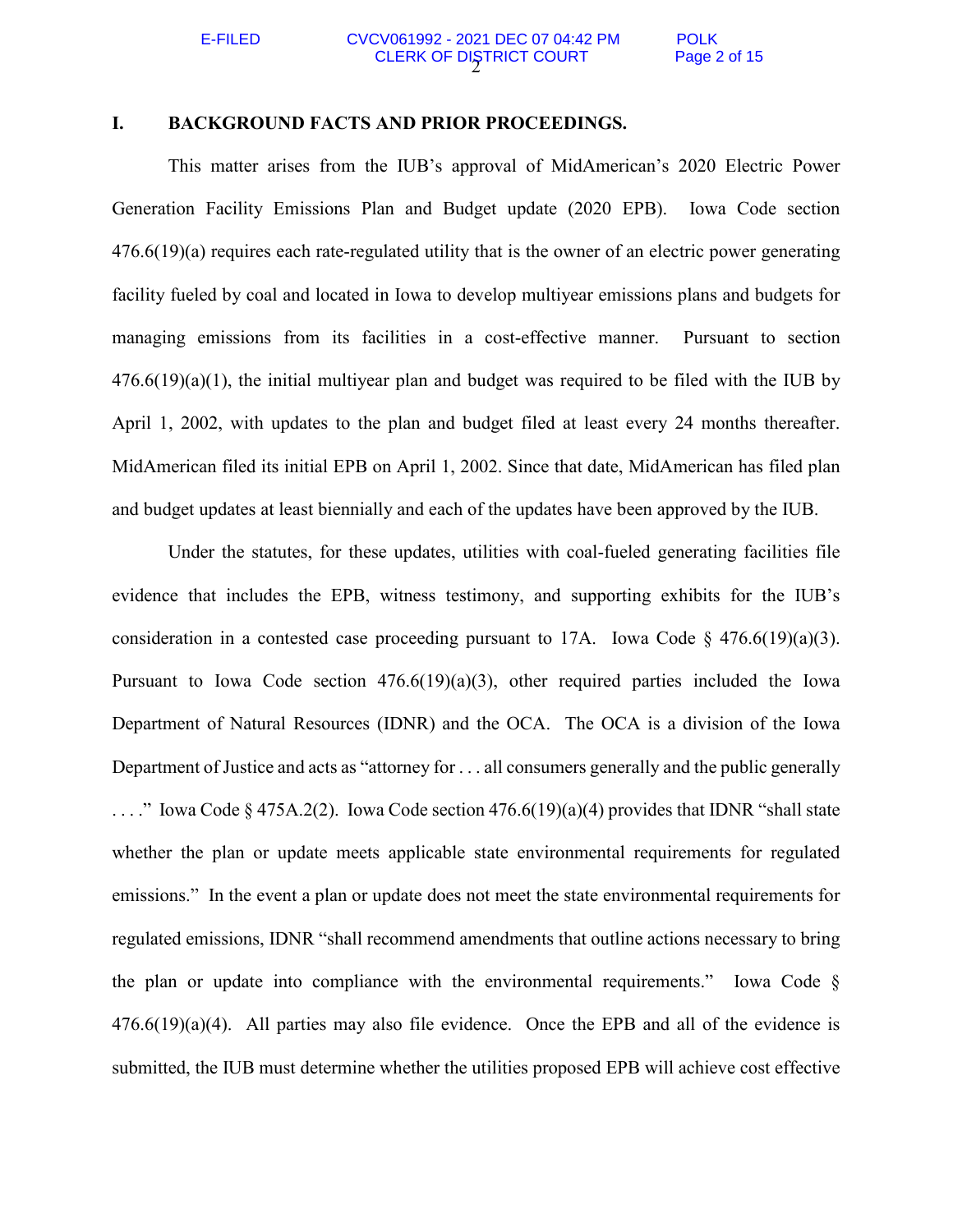## I. BACKGROUND FACTS AND PRIOR PROCEEDINGS.

This matter arises from the IUB's approval of MidAmerican's 2020 Electric Power Generation Facility Emissions Plan and Budget update (2020 EPB). Iowa Code section 476.6(19)(a) requires each rate-regulated utility that is the owner of an electric power generating facility fueled by coal and located in Iowa to develop multiyear emissions plans and budgets for managing emissions from its facilities in a cost-effective manner. Pursuant to section 476.6(19)(a)(1), the initial multiyear plan and budget was required to be filed with the IUB by April 1, 2002, with updates to the plan and budget filed at least every 24 months thereafter. MidAmerican filed its initial EPB on April 1, 2002. Since that date, MidAmerican has filed plan and budget updates at least biennially and each of the updates have been approved by the IUB.

Under the statutes, for these updates, utilities with coal-fueled generating facilities file evidence that includes the EPB, witness testimony, and supporting exhibits for the IUB's consideration in a contested case proceeding pursuant to 17A. Iowa Code § 476.6(19)(a)(3). Pursuant to Iowa Code section 476.6(19)(a)(3), other required parties included the Iowa Department of Natural Resources (IDNR) and the OCA. The OCA is a division of the Iowa Department of Justice and acts as "attorney for . . . all consumers generally and the public generally . . . ." Iowa Code § 475A.2(2). Iowa Code section 476.6(19)(a)(4) provides that IDNR "shall state whether the plan or update meets applicable state environmental requirements for regulated emissions." In the event a plan or update does not meet the state environmental requirements for regulated emissions, IDNR "shall recommend amendments that outline actions necessary to bring the plan or update into compliance with the environmental requirements." Iowa Code § 476.6(19)(a)(4). All parties may also file evidence. Once the EPB and all of the evidence is submitted, the IUB must determine whether the utilities proposed EPB will achieve cost effective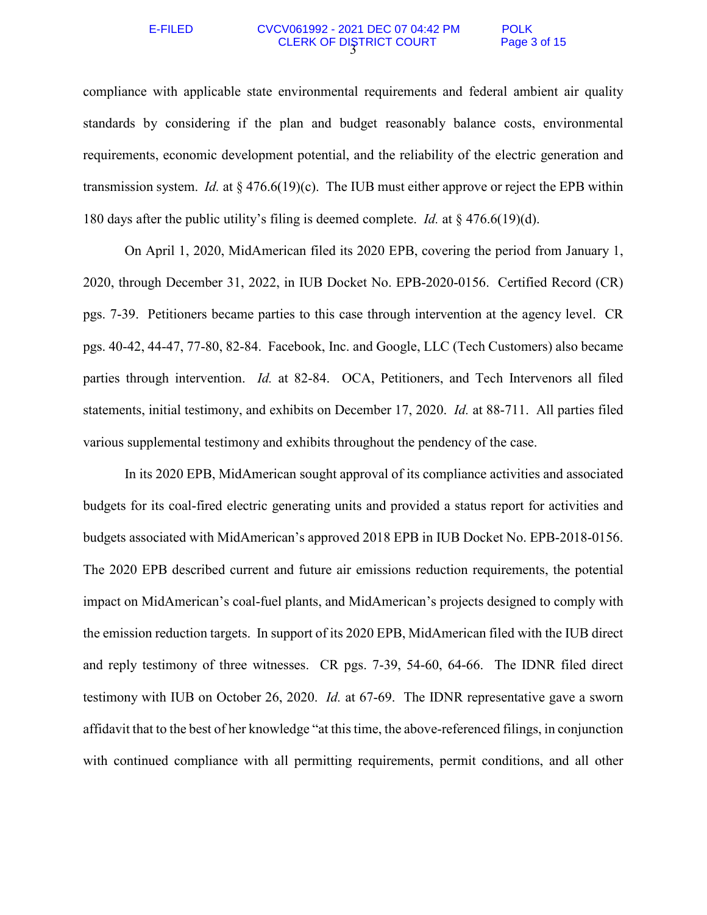compliance with applicable state environmental requirements and federal ambient air quality standards by considering if the plan and budget reasonably balance costs, environmental requirements, economic development potential, and the reliability of the electric generation and transmission system. *Id.* at § 476.6(19)(c). The IUB must either approve or reject the EPB within 180 days after the public utility's filing is deemed complete. *Id.* at § 476.6(19)(d).

On April 1, 2020, MidAmerican filed its 2020 EPB, covering the period from January 1, 2020, through December 31, 2022, in IUB Docket No. EPB-2020-0156. Certified Record (CR) pgs. 7-39. Petitioners became parties to this case through intervention at the agency level. CR pgs. 40-42, 44-47, 77-80, 82-84. Facebook, Inc. and Google, LLC (Tech Customers) also became parties through intervention. *Id.* at 82-84. OCA, Petitioners, and Tech Intervenors all filed statements, initial testimony, and exhibits on December 17, 2020. *Id.* at 88-711. All parties filed various supplemental testimony and exhibits throughout the pendency of the case.

In its 2020 EPB, MidAmerican sought approval of its compliance activities and associated budgets for its coal-fired electric generating units and provided a status report for activities and budgets associated with MidAmerican's approved 2018 EPB in IUB Docket No. EPB-2018-0156. The 2020 EPB described current and future air emissions reduction requirements, the potential impact on MidAmerican's coal-fuel plants, and MidAmerican's projects designed to comply with the emission reduction targets. In support of its 2020 EPB, MidAmerican filed with the IUB direct and reply testimony of three witnesses. CR pgs. 7-39, 54-60, 64-66. The IDNR filed direct testimony with IUB on October 26, 2020. *Id.* at 67-69. The IDNR representative gave a sworn affidavit that to the best of her knowledge "at this time, the above-referenced filings, in conjunction with continued compliance with all permitting requirements, permit conditions, and all other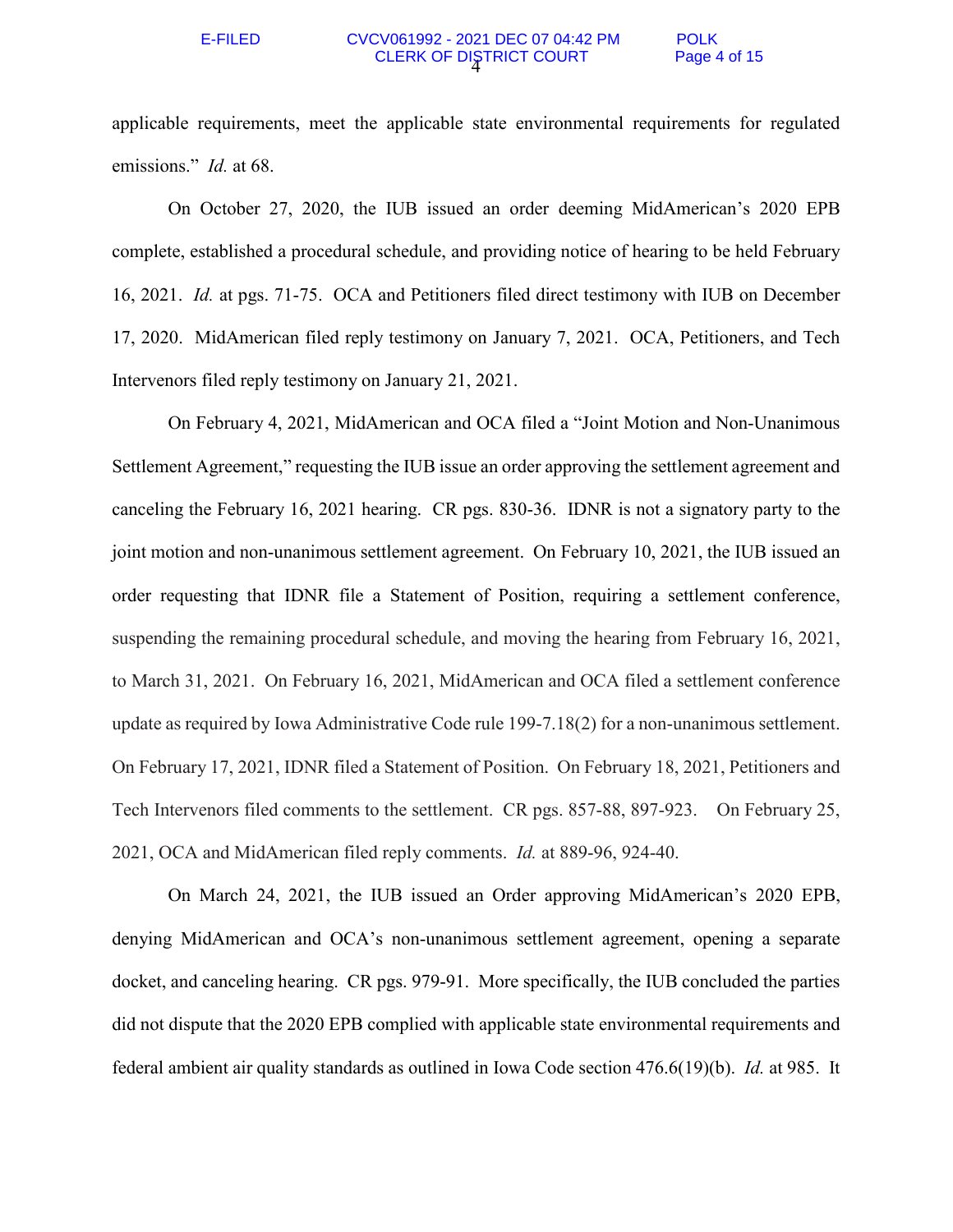applicable requirements, meet the applicable state environmental requirements for regulated emissions." *Id.* at 68.

On October 27, 2020, the IUB issued an order deeming MidAmerican's 2020 EPB complete, established a procedural schedule, and providing notice of hearing to be held February 16, 2021. *Id.* at pgs. 71-75. OCA and Petitioners filed direct testimony with IUB on December 17, 2020. MidAmerican filed reply testimony on January 7, 2021. OCA, Petitioners, and Tech Intervenors filed reply testimony on January 21, 2021.

On February 4, 2021, MidAmerican and OCA filed a "Joint Motion and Non-Unanimous Settlement Agreement," requesting the IUB issue an order approving the settlement agreement and canceling the February 16, 2021 hearing. CR pgs. 830-36. IDNR is not a signatory party to the joint motion and non-unanimous settlement agreement. On February 10, 2021, the IUB issued an order requesting that IDNR file a Statement of Position, requiring a settlement conference, suspending the remaining procedural schedule, and moving the hearing from February 16, 2021, to March 31, 2021. On February 16, 2021, MidAmerican and OCA filed a settlement conference update as required by Iowa Administrative Code rule 199-7.18(2) for a non-unanimous settlement. On February 17, 2021, IDNR filed a Statement of Position. On February 18, 2021, Petitioners and Tech Intervenors filed comments to the settlement. CR pgs. 857-88, 897-923. On February 25, 2021, OCA and MidAmerican filed reply comments. *Id.* at 889-96, 924-40.

On March 24, 2021, the IUB issued an Order approving MidAmerican's 2020 EPB, denying MidAmerican and OCA's non-unanimous settlement agreement, opening a separate docket, and canceling hearing. CR pgs. 979-91. More specifically, the IUB concluded the parties did not dispute that the 2020 EPB complied with applicable state environmental requirements and federal ambient air quality standards as outlined in Iowa Code section 476.6(19)(b). *Id.* at 985. It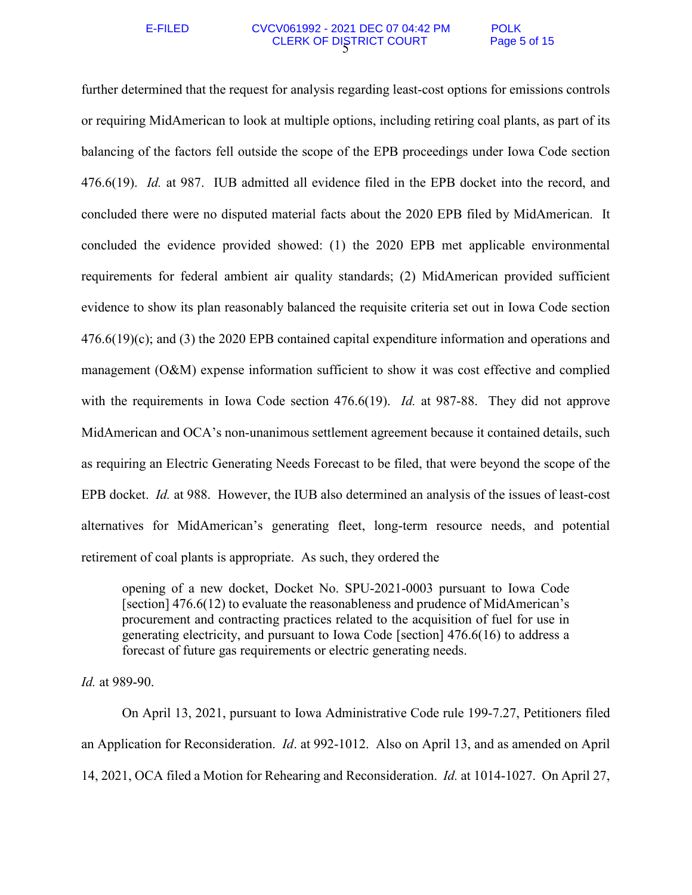further determined that the request for analysis regarding least-cost options for emissions controls or requiring MidAmerican to look at multiple options, including retiring coal plants, as part of its balancing of the factors fell outside the scope of the EPB proceedings under Iowa Code section 476.6(19). *Id.* at 987. IUB admitted all evidence filed in the EPB docket into the record, and concluded there were no disputed material facts about the 2020 EPB filed by MidAmerican. It concluded the evidence provided showed: (1) the 2020 EPB met applicable environmental requirements for federal ambient air quality standards; (2) MidAmerican provided sufficient evidence to show its plan reasonably balanced the requisite criteria set out in Iowa Code section 476.6(19)(c); and (3) the 2020 EPB contained capital expenditure information and operations and management (O&M) expense information sufficient to show it was cost effective and complied with the requirements in Iowa Code section 476.6(19). *Id.* at 987-88. They did not approve MidAmerican and OCA's non-unanimous settlement agreement because it contained details, such as requiring an Electric Generating Needs Forecast to be filed, that were beyond the scope of the EPB docket. *Id.* at 988. However, the IUB also determined an analysis of the issues of least-cost alternatives for MidAmerican's generating fleet, long-term resource needs, and potential retirement of coal plants is appropriate. As such, they ordered the

> opening of a new docket, Docket No. SPU-2021-0003 pursuant to Iowa Code [section] 476.6(12) to evaluate the reasonableness and prudence of MidAmerican's procurement and contracting practices related to the acquisition of fuel for use in generating electricity, and pursuant to Iowa Code [section] 476.6(16) to address a forecast of future gas requirements or electric generating needs.

*Id.* at 989-90.

On April 13, 2021, pursuant to Iowa Administrative Code rule 199-7.27, Petitioners filed an Application for Reconsideration. *Id*. at 992-1012. Also on April 13, and as amended on April 14, 2021, OCA filed a Motion for Rehearing and Reconsideration. *Id.* at 1014-1027. On April 27,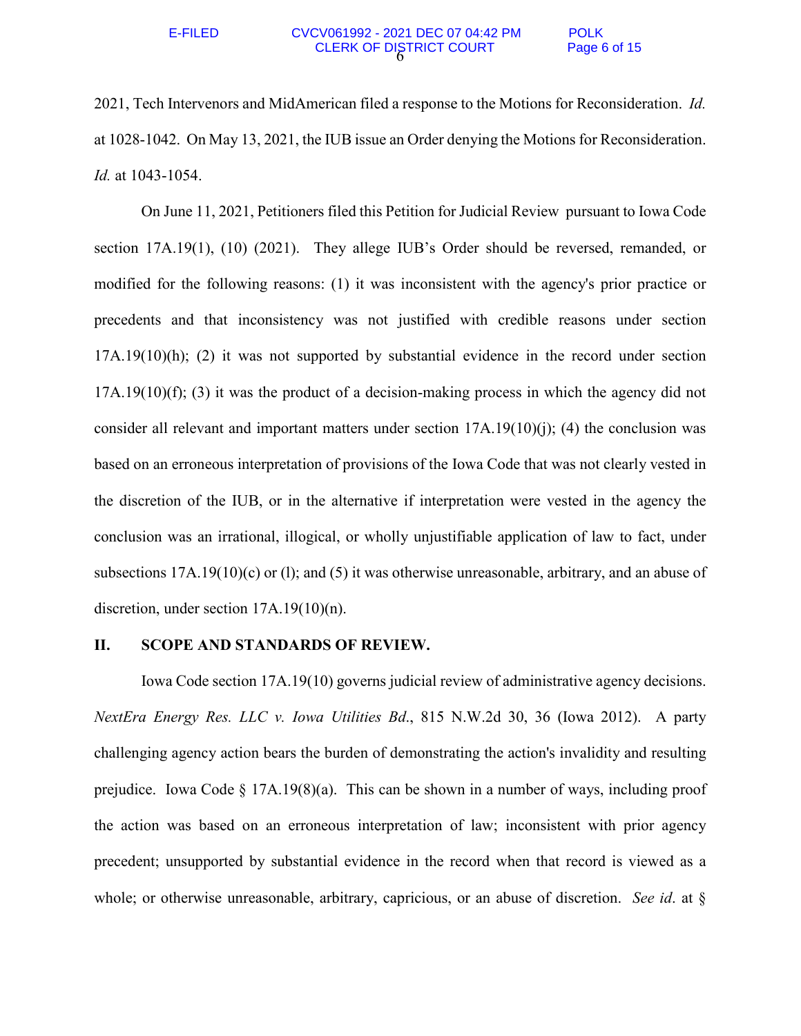2021, Tech Intervenors and MidAmerican filed a response to the Motions for Reconsideration. *Id.* at 1028-1042. On May 13, 2021, the IUB issue an Order denying the Motions for Reconsideration. *Id.* at 1043-1054.

On June 11, 2021, Petitioners filed this Petition for Judicial Review pursuant to Iowa Code section 17A.19(1), (10) (2021). They allege IUB's Order should be reversed, remanded, or modified for the following reasons: (1) it was inconsistent with the agency's prior practice or precedents and that inconsistency was not justified with credible reasons under section 17A.19(10)(h); (2) it was not supported by substantial evidence in the record under section 17A.19(10)(f); (3) it was the product of a decision-making process in which the agency did not consider all relevant and important matters under section 17A.19(10)(j); (4) the conclusion was based on an erroneous interpretation of provisions of the Iowa Code that was not clearly vested in the discretion of the IUB, or in the alternative if interpretation were vested in the agency the conclusion was an irrational, illogical, or wholly unjustifiable application of law to fact, under subsections 17A.19(10)(c) or (l); and (5) it was otherwise unreasonable, arbitrary, and an abuse of discretion, under section 17A.19(10)(n).

## II. SCOPE AND STANDARDS OF REVIEW.

Iowa Code section 17A.19(10) governs judicial review of administrative agency decisions. *NextEra Energy Res. LLC v. Iowa Utilities Bd*., 815 N.W.2d 30, 36 (Iowa 2012). A party challenging agency action bears the burden of demonstrating the action's invalidity and resulting prejudice. Iowa Code § 17A.19(8)(a). This can be shown in a number of ways, including proof the action was based on an erroneous interpretation of law; inconsistent with prior agency precedent; unsupported by substantial evidence in the record when that record is viewed as a whole; or otherwise unreasonable, arbitrary, capricious, or an abuse of discretion. *See id*. at §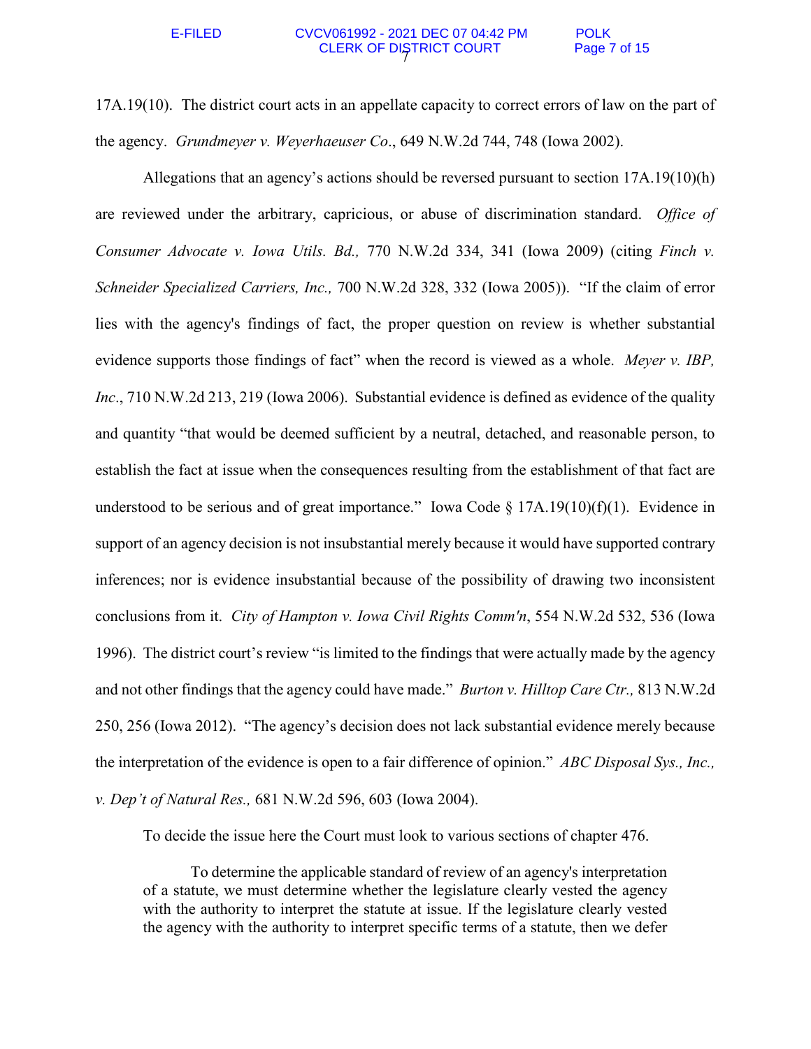17A.19(10). The district court acts in an appellate capacity to correct errors of law on the part of the agency. *Grundmeyer v. Weyerhaeuser Co*., 649 N.W.2d 744, 748 (Iowa 2002).

Allegations that an agency's actions should be reversed pursuant to section 17A.19(10)(h) are reviewed under the arbitrary, capricious, or abuse of discrimination standard. *Office of Consumer Advocate v. Iowa Utils. Bd.,* 770 N.W.2d 334, 341 (Iowa 2009) (citing *Finch v. Schneider Specialized Carriers, Inc.,* 700 N.W.2d 328, 332 (Iowa 2005)). "If the claim of error lies with the agency's findings of fact, the proper question on review is whether substantial evidence supports those findings of fact" when the record is viewed as a whole. *Meyer v. IBP, Inc*., 710 N.W.2d 213, 219 (Iowa 2006). Substantial evidence is defined as evidence of the quality and quantity "that would be deemed sufficient by a neutral, detached, and reasonable person, to establish the fact at issue when the consequences resulting from the establishment of that fact are understood to be serious and of great importance." Iowa Code § 17A.19(10)(f)(1). Evidence in support of an agency decision is not insubstantial merely because it would have supported contrary inferences; nor is evidence insubstantial because of the possibility of drawing two inconsistent conclusions from it. *City of Hampton v. Iowa Civil Rights Comm'n*, 554 N.W.2d 532, 536 (Iowa 1996). The district court's review "is limited to the findings that were actually made by the agency and not other findings that the agency could have made." *Burton v. Hilltop Care Ctr.,* 813 N.W.2d 250, 256 (Iowa 2012). "The agency's decision does not lack substantial evidence merely because the interpretation of the evidence is open to a fair difference of opinion." *ABC Disposal Sys., Inc., v. Dep't of Natural Res.,* 681 N.W.2d 596, 603 (Iowa 2004).

To decide the issue here the Court must look to various sections of chapter 476.

> To determine the applicable standard of review of an agency's interpretation of a statute, we must determine whether the legislature clearly vested the agency with the authority to interpret the statute at issue. If the legislature clearly vested the agency with the authority to interpret specific terms of a statute, then we defer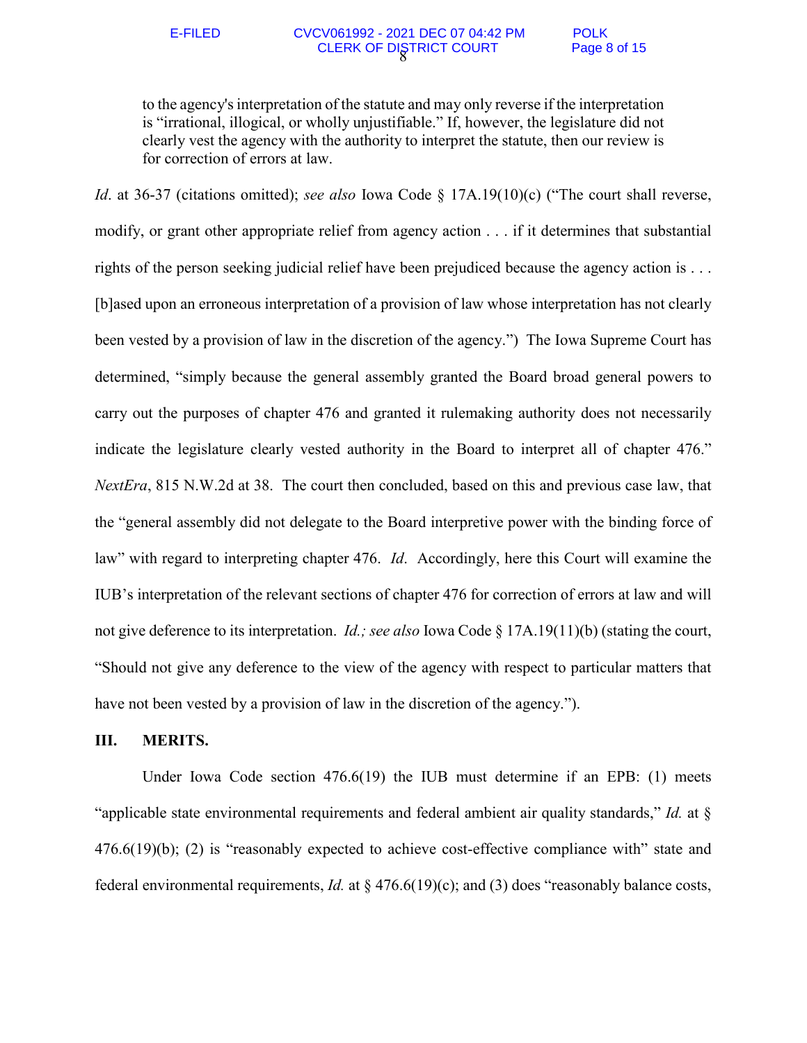> to the agency's interpretation of the statute and may only reverse if the interpretation is "irrational, illogical, or wholly unjustifiable." If, however, the legislature did not clearly vest the agency with the authority to interpret the statute, then our review is for correction of errors at law.

*Id*. at 36-37 (citations omitted); *see also* Iowa Code § 17A.19(10)(c) ("The court shall reverse, modify, or grant other appropriate relief from agency action . . . if it determines that substantial rights of the person seeking judicial relief have been prejudiced because the agency action is . . . [b]ased upon an erroneous interpretation of a provision of law whose interpretation has not clearly been vested by a provision of law in the discretion of the agency.") The Iowa Supreme Court has determined, "simply because the general assembly granted the Board broad general powers to carry out the purposes of chapter 476 and granted it rulemaking authority does not necessarily indicate the legislature clearly vested authority in the Board to interpret all of chapter 476." *NextEra*, 815 N.W.2d at 38. The court then concluded, based on this and previous case law, that the "general assembly did not delegate to the Board interpretive power with the binding force of law" with regard to interpreting chapter 476. *Id*. Accordingly, here this Court will examine the IUB's interpretation of the relevant sections of chapter 476 for correction of errors at law and will not give deference to its interpretation. *Id.; see also* Iowa Code § 17A.19(11)(b) (stating the court, "Should not give any deference to the view of the agency with respect to particular matters that have not been vested by a provision of law in the discretion of the agency.").

## III. MERITS.

Under Iowa Code section 476.6(19) the IUB must determine if an EPB: (1) meets "applicable state environmental requirements and federal ambient air quality standards," *Id.* at § 476.6(19)(b); (2) is "reasonably expected to achieve cost-effective compliance with" state and federal environmental requirements, *Id.* at § 476.6(19)(c); and (3) does "reasonably balance costs,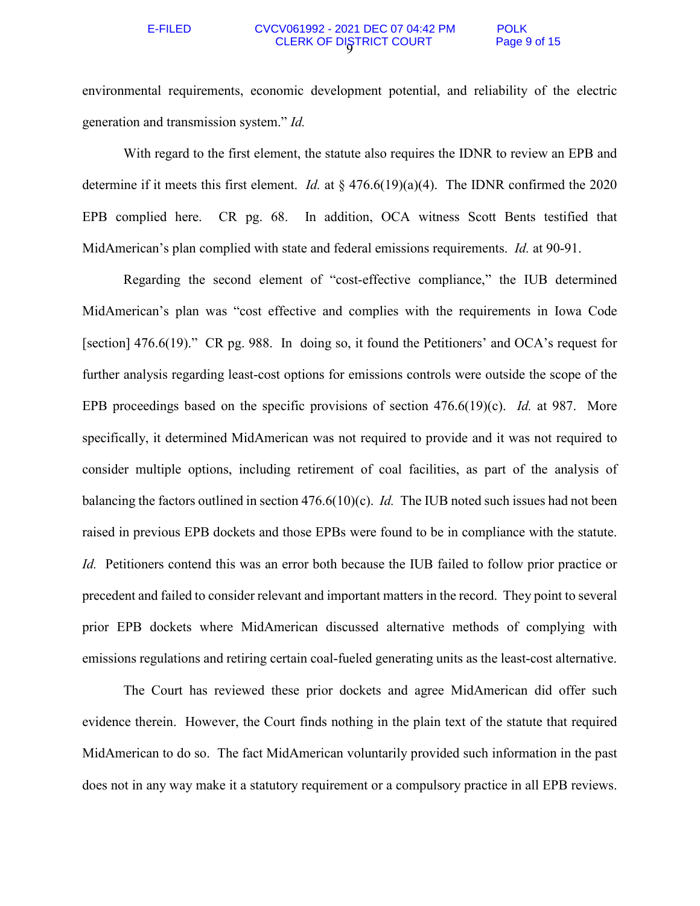environmental requirements, economic development potential, and reliability of the electric generation and transmission system." *Id.*

With regard to the first element, the statute also requires the IDNR to review an EPB and determine if it meets this first element. *Id.* at § 476.6(19)(a)(4). The IDNR confirmed the 2020 EPB complied here. CR pg. 68. In addition, OCA witness Scott Bents testified that MidAmerican's plan complied with state and federal emissions requirements. *Id.* at 90-91.

Regarding the second element of "cost-effective compliance," the IUB determined MidAmerican's plan was "cost effective and complies with the requirements in Iowa Code [section] 476.6(19)." CR pg. 988. In doing so, it found the Petitioners' and OCA's request for further analysis regarding least-cost options for emissions controls were outside the scope of the EPB proceedings based on the specific provisions of section 476.6(19)(c). *Id.* at 987. More specifically, it determined MidAmerican was not required to provide and it was not required to consider multiple options, including retirement of coal facilities, as part of the analysis of balancing the factors outlined in section 476.6(10)(c). *Id.* The IUB noted such issues had not been raised in previous EPB dockets and those EPBs were found to be in compliance with the statute. *Id.* Petitioners contend this was an error both because the IUB failed to follow prior practice or precedent and failed to consider relevant and important matters in the record. They point to several prior EPB dockets where MidAmerican discussed alternative methods of complying with emissions regulations and retiring certain coal-fueled generating units as the least-cost alternative.

The Court has reviewed these prior dockets and agree MidAmerican did offer such evidence therein. However, the Court finds nothing in the plain text of the statute that required MidAmerican to do so. The fact MidAmerican voluntarily provided such information in the past does not in any way make it a statutory requirement or a compulsory practice in all EPB reviews.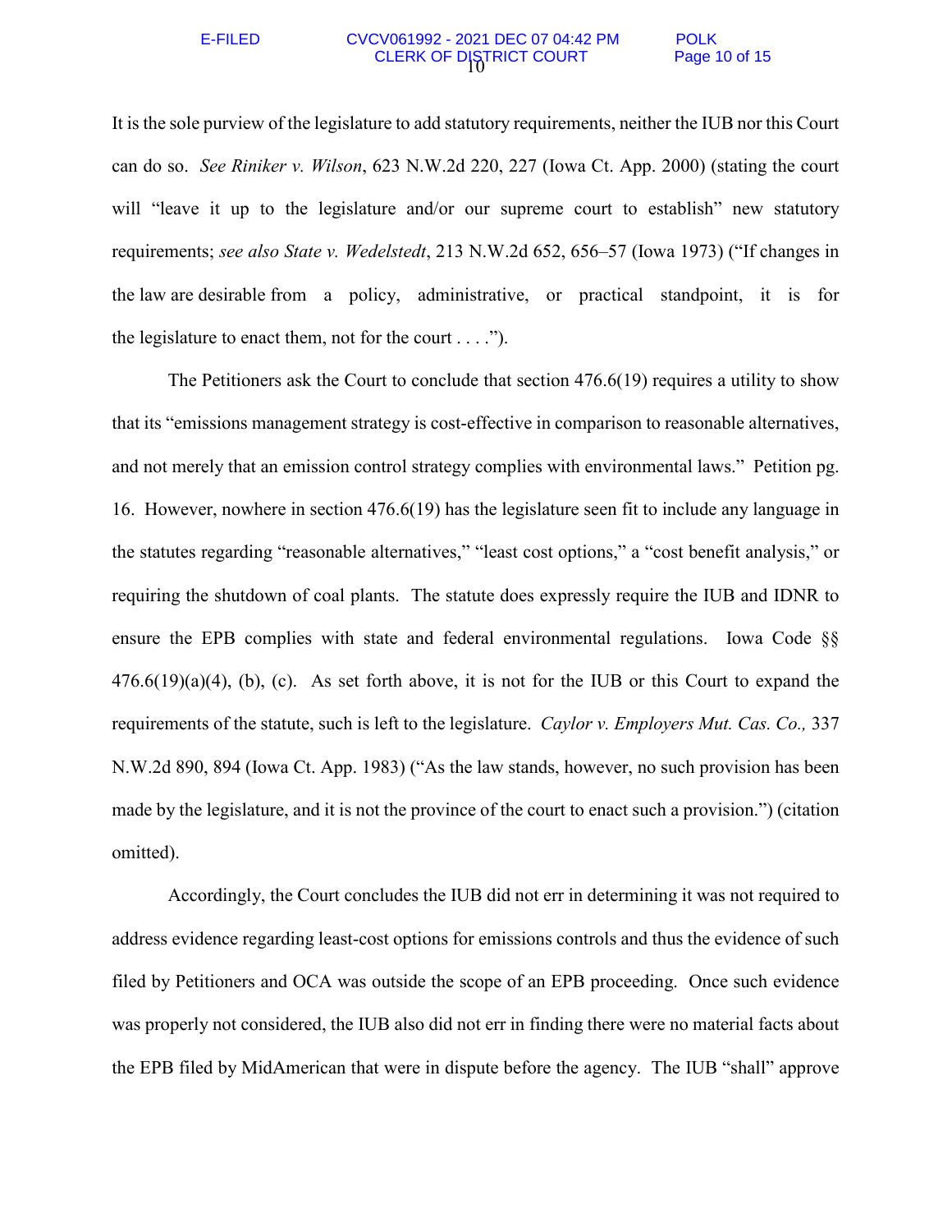It is the sole purview of the legislature to add statutory requirements, neither the IUB nor this Court can do so. *See Riniker v. Wilson*, 623 N.W.2d 220, 227 (Iowa Ct. App. 2000) (stating the court will "leave it up to the legislature and/or our supreme court to establish" new statutory requirements; *see also State v. Wedelstedt*, 213 N.W.2d 652, 656–57 (Iowa 1973) ("If changes in the law are desirable from a policy, administrative, or practical standpoint, it is for the legislature to enact them, not for the court . . . .").

The Petitioners ask the Court to conclude that section 476.6(19) requires a utility to show that its "emissions management strategy is cost-effective in comparison to reasonable alternatives, and not merely that an emission control strategy complies with environmental laws." Petition pg. 16. However, nowhere in section 476.6(19) has the legislature seen fit to include any language in the statutes regarding "reasonable alternatives," "least cost options," a "cost benefit analysis," or requiring the shutdown of coal plants. The statute does expressly require the IUB and IDNR to ensure the EPB complies with state and federal environmental regulations. Iowa Code §§ 476.6(19)(a)(4), (b), (c). As set forth above, it is not for the IUB or this Court to expand the requirements of the statute, such is left to the legislature. *Caylor v. Employers Mut. Cas. Co.,* 337 N.W.2d 890, 894 (Iowa Ct. App. 1983) ("As the law stands, however, no such provision has been made by the legislature, and it is not the province of the court to enact such a provision.") (citation omitted).

Accordingly, the Court concludes the IUB did not err in determining it was not required to address evidence regarding least-cost options for emissions controls and thus the evidence of such filed by Petitioners and OCA was outside the scope of an EPB proceeding. Once such evidence was properly not considered, the IUB also did not err in finding there were no material facts about the EPB filed by MidAmerican that were in dispute before the agency. The IUB "shall" approve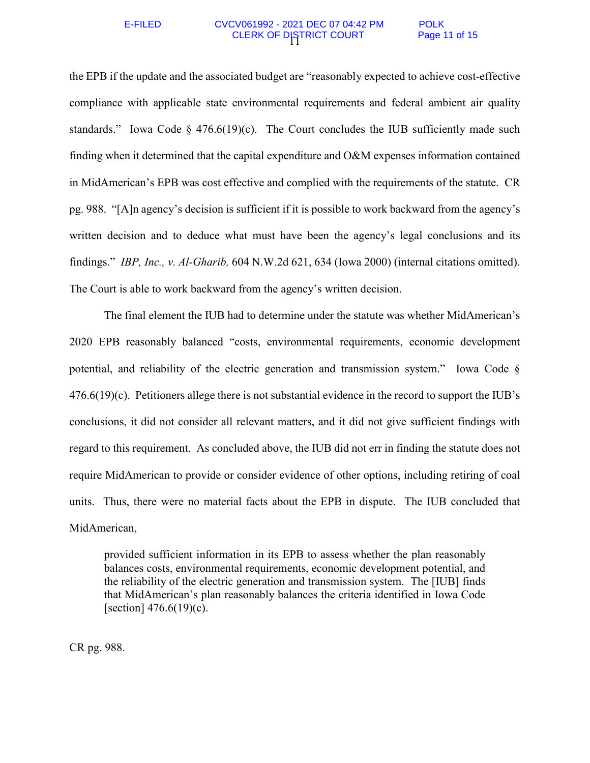the EPB if the update and the associated budget are "reasonably expected to achieve cost-effective compliance with applicable state environmental requirements and federal ambient air quality standards." Iowa Code § 476.6(19)(c). The Court concludes the IUB sufficiently made such finding when it determined that the capital expenditure and O&M expenses information contained in MidAmerican's EPB was cost effective and complied with the requirements of the statute. CR pg. 988. "[A]n agency's decision is sufficient if it is possible to work backward from the agency's written decision and to deduce what must have been the agency's legal conclusions and its findings." *IBP, Inc., v. Al-Gharib,* 604 N.W.2d 621, 634 (Iowa 2000) (internal citations omitted). The Court is able to work backward from the agency's written decision.

The final element the IUB had to determine under the statute was whether MidAmerican's 2020 EPB reasonably balanced "costs, environmental requirements, economic development potential, and reliability of the electric generation and transmission system." Iowa Code § 476.6(19)(c). Petitioners allege there is not substantial evidence in the record to support the IUB's conclusions, it did not consider all relevant matters, and it did not give sufficient findings with regard to this requirement. As concluded above, the IUB did not err in finding the statute does not require MidAmerican to provide or consider evidence of other options, including retiring of coal units. Thus, there were no material facts about the EPB in dispute. The IUB concluded that MidAmerican,

> provided sufficient information in its EPB to assess whether the plan reasonably balances costs, environmental requirements, economic development potential, and the reliability of the electric generation and transmission system. The [IUB] finds that MidAmerican's plan reasonably balances the criteria identified in Iowa Code [section] 476.6(19)(c).

CR pg. 988.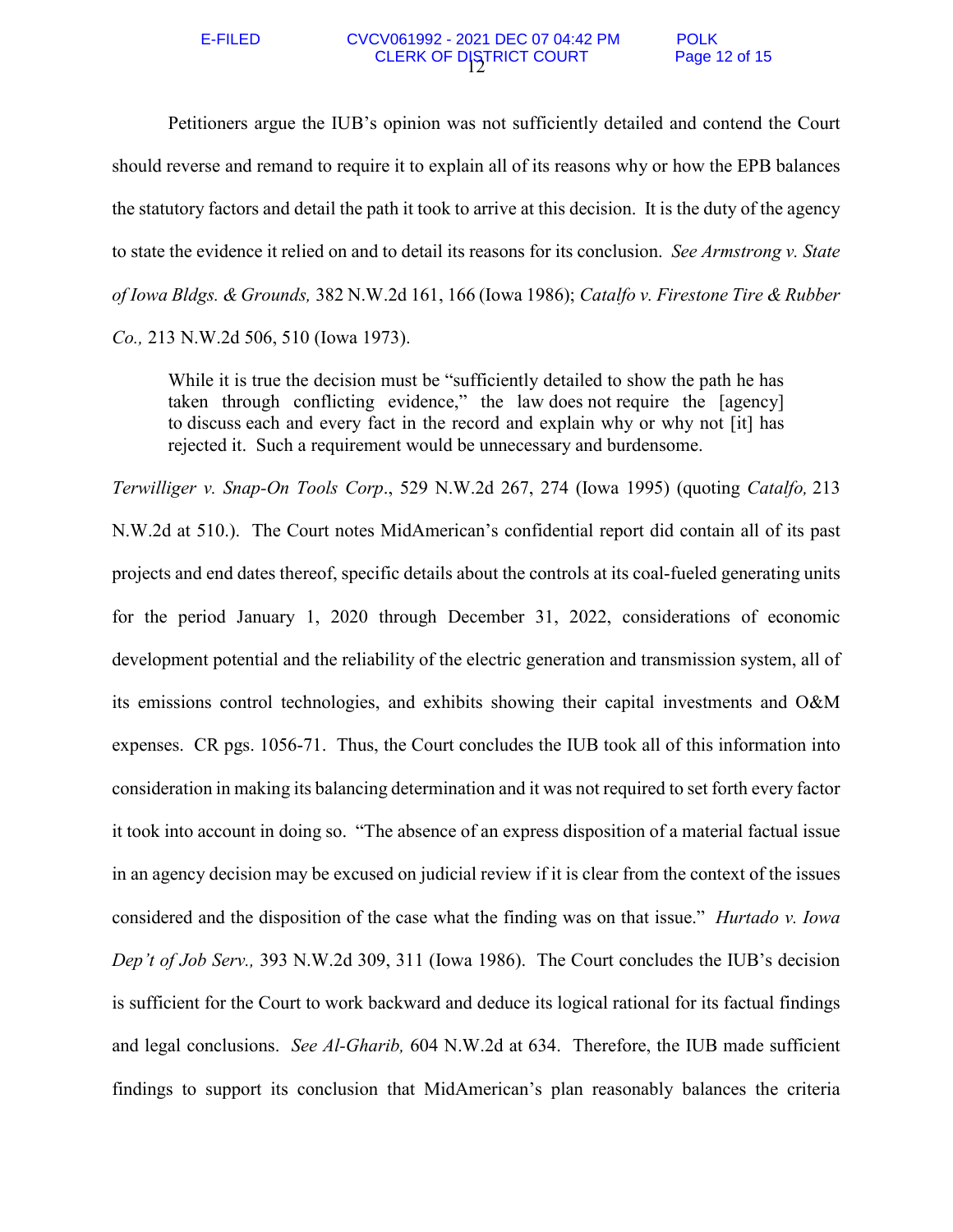Petitioners argue the IUB's opinion was not sufficiently detailed and contend the Court should reverse and remand to require it to explain all of its reasons why or how the EPB balances the statutory factors and detail the path it took to arrive at this decision. It is the duty of the agency to state the evidence it relied on and to detail its reasons for its conclusion. *See Armstrong v. State of Iowa Bldgs. & Grounds,* 382 N.W.2d 161, 166 (Iowa 1986); *Catalfo v. Firestone Tire & Rubber Co.,* 213 N.W.2d 506, 510 (Iowa 1973).

> While it is true the decision must be "sufficiently detailed to show the path he has taken through conflicting evidence," the law does not require the [agency] to discuss each and every fact in the record and explain why or why not [it] has rejected it. Such a requirement would be unnecessary and burdensome.

*Terwilliger v. Snap-On Tools Corp*., 529 N.W.2d 267, 274 (Iowa 1995) (quoting *Catalfo,* 213 N.W.2d at 510.). The Court notes MidAmerican's confidential report did contain all of its past projects and end dates thereof, specific details about the controls at its coal-fueled generating units for the period January 1, 2020 through December 31, 2022, considerations of economic development potential and the reliability of the electric generation and transmission system, all of its emissions control technologies, and exhibits showing their capital investments and O&M expenses. CR pgs. 1056-71. Thus, the Court concludes the IUB took all of this information into consideration in making its balancing determination and it was not required to set forth every factor it took into account in doing so. "The absence of an express disposition of a material factual issue in an agency decision may be excused on judicial review if it is clear from the context of the issues considered and the disposition of the case what the finding was on that issue." *Hurtado v. Iowa Dep't of Job Serv.,* 393 N.W.2d 309, 311 (Iowa 1986). The Court concludes the IUB's decision is sufficient for the Court to work backward and deduce its logical rational for its factual findings and legal conclusions. *See Al-Gharib,* 604 N.W.2d at 634. Therefore, the IUB made sufficient findings to support its conclusion that MidAmerican's plan reasonably balances the criteria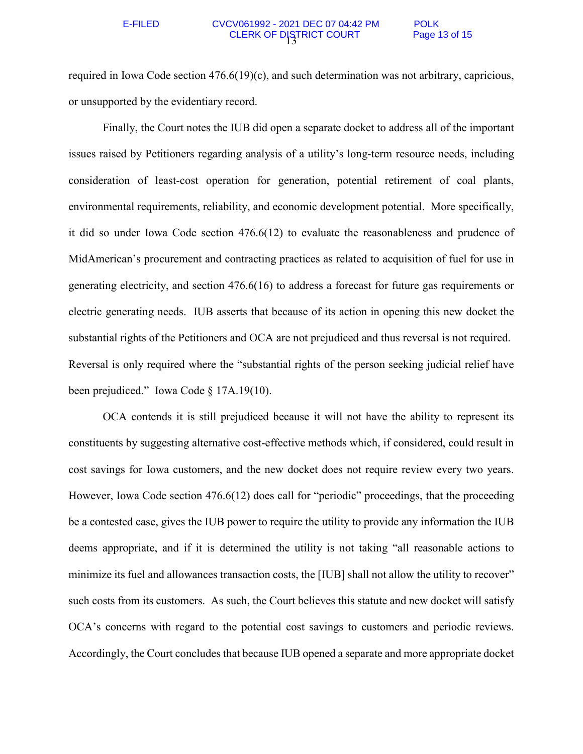required in Iowa Code section 476.6(19)(c), and such determination was not arbitrary, capricious, or unsupported by the evidentiary record.

Finally, the Court notes the IUB did open a separate docket to address all of the important issues raised by Petitioners regarding analysis of a utility's long-term resource needs, including consideration of least-cost operation for generation, potential retirement of coal plants, environmental requirements, reliability, and economic development potential. More specifically, it did so under Iowa Code section 476.6(12) to evaluate the reasonableness and prudence of MidAmerican's procurement and contracting practices as related to acquisition of fuel for use in generating electricity, and section 476.6(16) to address a forecast for future gas requirements or electric generating needs. IUB asserts that because of its action in opening this new docket the substantial rights of the Petitioners and OCA are not prejudiced and thus reversal is not required. Reversal is only required where the "substantial rights of the person seeking judicial relief have been prejudiced." Iowa Code § 17A.19(10).

OCA contends it is still prejudiced because it will not have the ability to represent its constituents by suggesting alternative cost-effective methods which, if considered, could result in cost savings for Iowa customers, and the new docket does not require review every two years. However, Iowa Code section 476.6(12) does call for "periodic" proceedings, that the proceeding be a contested case, gives the IUB power to require the utility to provide any information the IUB deems appropriate, and if it is determined the utility is not taking "all reasonable actions to minimize its fuel and allowances transaction costs, the [IUB] shall not allow the utility to recover" such costs from its customers. As such, the Court believes this statute and new docket will satisfy OCA's concerns with regard to the potential cost savings to customers and periodic reviews. Accordingly, the Court concludes that because IUB opened a separate and more appropriate docket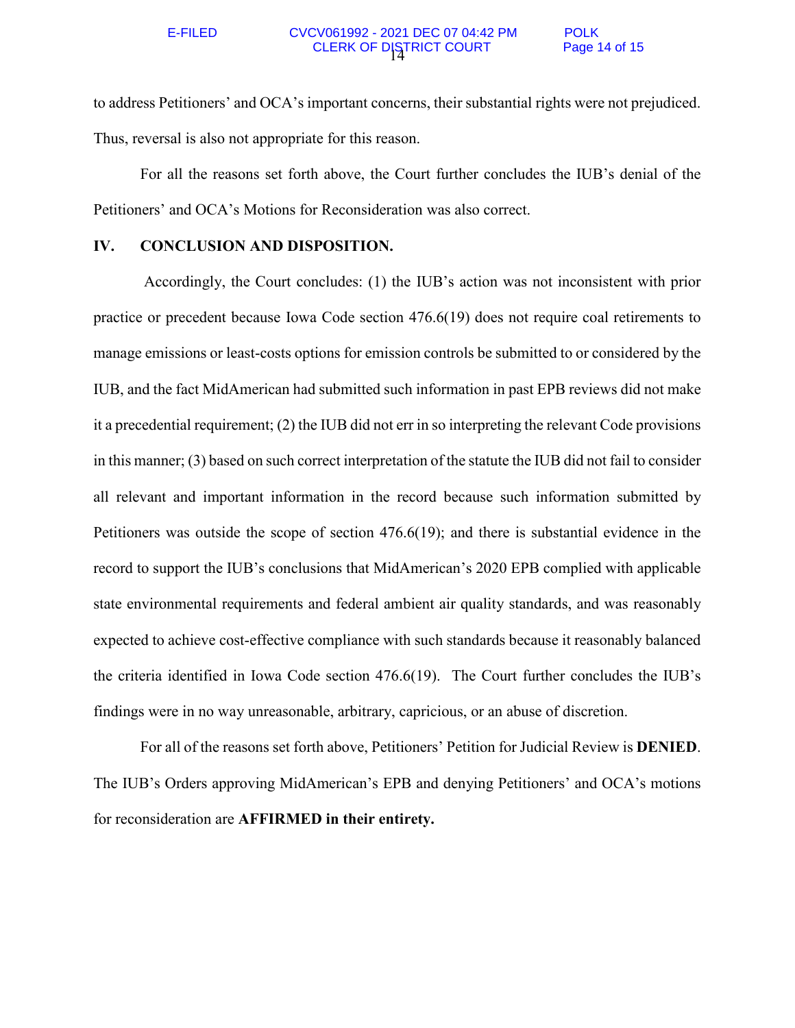to address Petitioners' and OCA's important concerns, their substantial rights were not prejudiced. Thus, reversal is also not appropriate for this reason.

For all the reasons set forth above, the Court further concludes the IUB's denial of the Petitioners' and OCA's Motions for Reconsideration was also correct.

## IV. CONCLUSION AND DISPOSITION.

Accordingly, the Court concludes: (1) the IUB's action was not inconsistent with prior practice or precedent because Iowa Code section 476.6(19) does not require coal retirements to manage emissions or least-costs options for emission controls be submitted to or considered by the IUB, and the fact MidAmerican had submitted such information in past EPB reviews did not make it a precedential requirement; (2) the IUB did not err in so interpreting the relevant Code provisions in this manner; (3) based on such correct interpretation of the statute the IUB did not fail to consider all relevant and important information in the record because such information submitted by Petitioners was outside the scope of section 476.6(19); and there is substantial evidence in the record to support the IUB's conclusions that MidAmerican's 2020 EPB complied with applicable state environmental requirements and federal ambient air quality standards, and was reasonably expected to achieve cost-effective compliance with such standards because it reasonably balanced the criteria identified in Iowa Code section 476.6(19). The Court further concludes the IUB's findings were in no way unreasonable, arbitrary, capricious, or an abuse of discretion.

For all of the reasons set forth above, Petitioners' Petition for Judicial Review is **DENIED**. The IUB's Orders approving MidAmerican's EPB and denying Petitioners' and OCA's motions for reconsideration are **AFFIRMED in their entirety.**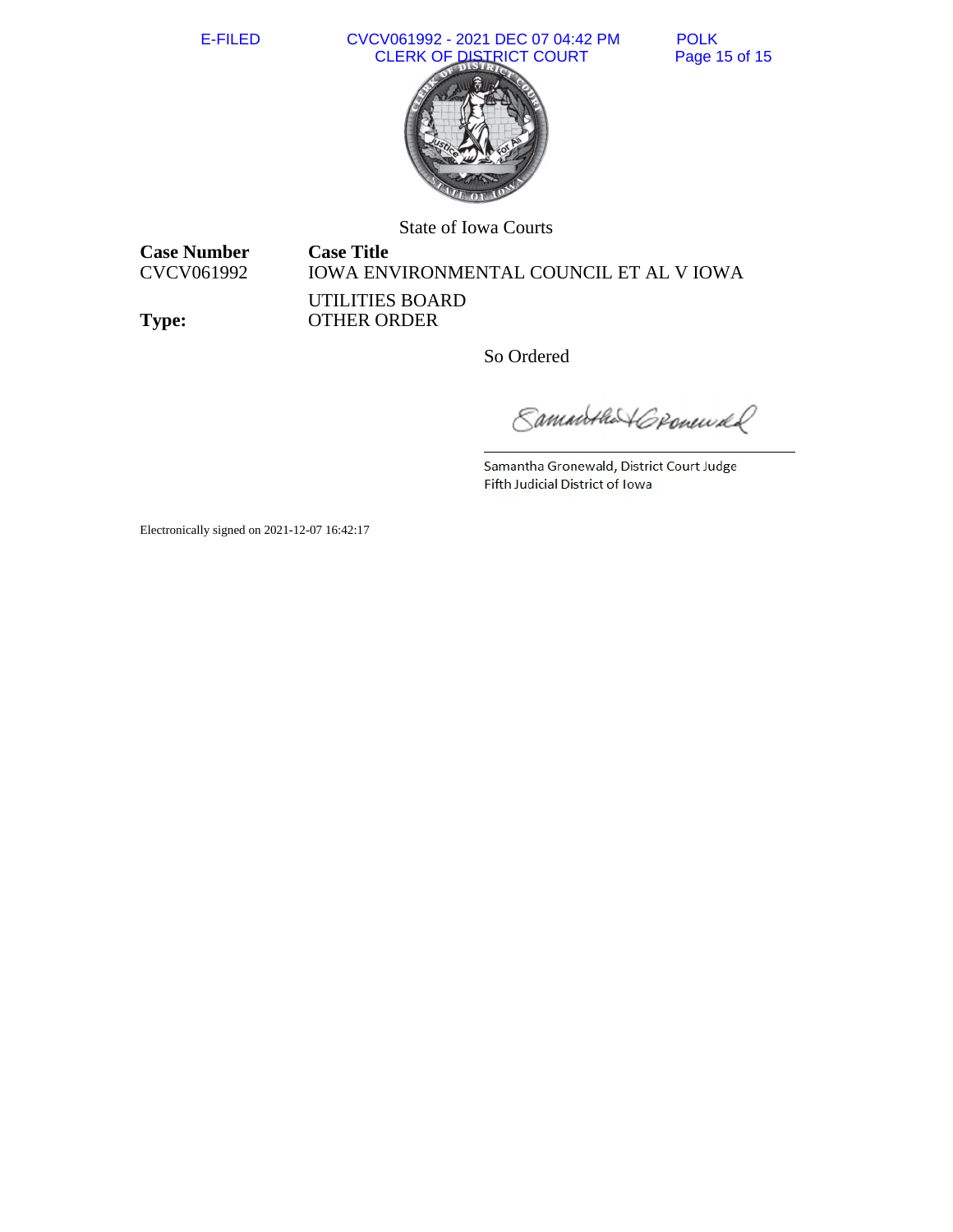State of Iowa Courts

| **Case Number** | **Case Title** |
| --- | --- |
| CVCV061992 | IOWA ENVIRONMENTAL COUNCIL ET AL V IOWA UTILITIES BOARD |
| **Type:** | OTHER ORDER |

So Ordered

Samantha Gronewald, District Court Judge
Fifth Judicial District of Iowa

Electronically signed on 2021-12-07 16:42:17